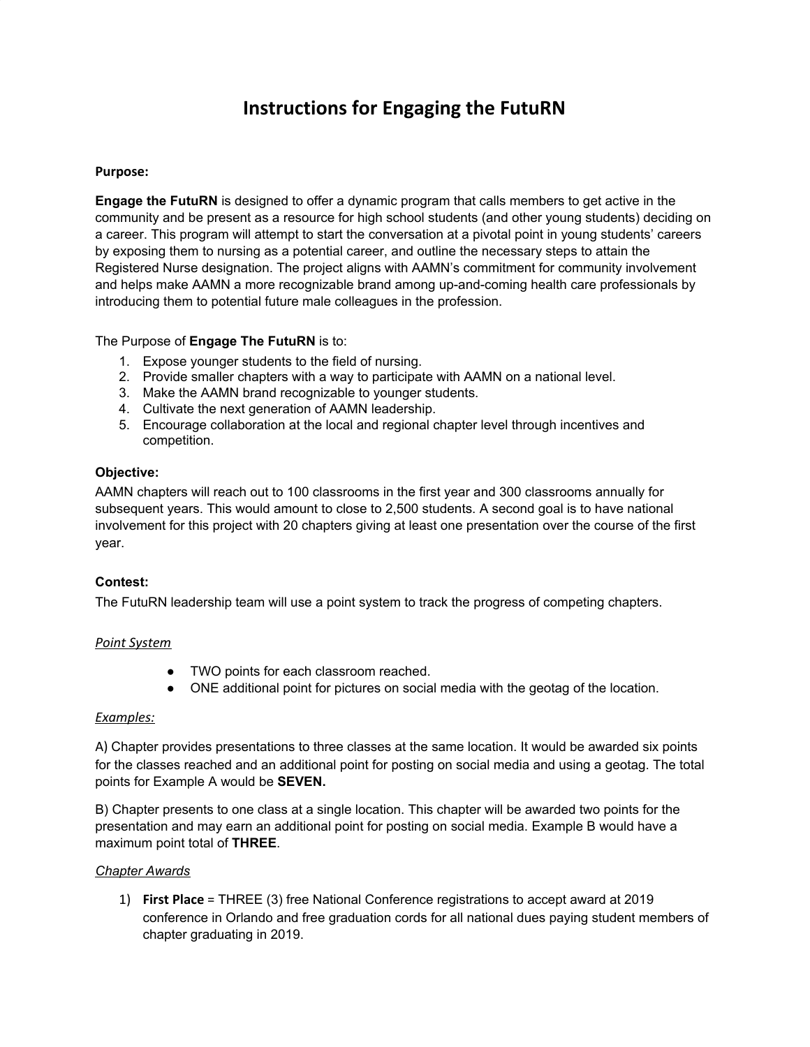# Instructions for Engaging the FutuRN

**Purpose:**

**Engage the FutuRN** is designed to offer a dynamic program that calls members to get active in the community and be present as a resource for high school students (and other young students) deciding on a career. This program will attempt to start the conversation at a pivotal point in young students' careers by exposing them to nursing as a potential career, and outline the necessary steps to attain the Registered Nurse designation. The project aligns with AAMN's commitment for community involvement and helps make AAMN a more recognizable brand among up-and-coming health care professionals by introducing them to potential future male colleagues in the profession.

The Purpose of **Engage The FutuRN** is to:

1. Expose younger students to the field of nursing.
2. Provide smaller chapters with a way to participate with AAMN on a national level.
3. Make the AAMN brand recognizable to younger students.
4. Cultivate the next generation of AAMN leadership.
5. Encourage collaboration at the local and regional chapter level through incentives and competition.

**Objective:**

AAMN chapters will reach out to 100 classrooms in the first year and 300 classrooms annually for subsequent years. This would amount to close to 2,500 students. A second goal is to have national involvement for this project with 20 chapters giving at least one presentation over the course of the first year.

**Contest:**

The FutuRN leadership team will use a point system to track the progress of competing chapters.

*Point System*

- TWO points for each classroom reached.
- ONE additional point for pictures on social media with the geotag of the location.

*Examples:*

A) Chapter provides presentations to three classes at the same location. It would be awarded six points for the classes reached and an additional point for posting on social media and using a geotag. The total points for Example A would be **SEVEN.**

B) Chapter presents to one class at a single location. This chapter will be awarded two points for the presentation and may earn an additional point for posting on social media. Example B would have a maximum point total of **THREE**.

*Chapter Awards*

1) **First Place** = THREE (3) free National Conference registrations to accept award at 2019 conference in Orlando and free graduation cords for all national dues paying student members of chapter graduating in 2019.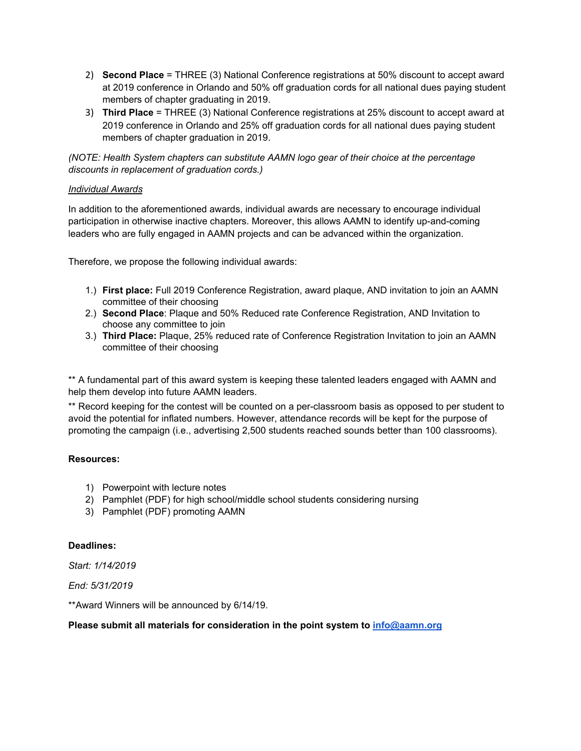2) **Second Place** = THREE (3) National Conference registrations at 50% discount to accept award at 2019 conference in Orlando and 50% off graduation cords for all national dues paying student members of chapter graduating in 2019.
3) **Third Place** = THREE (3) National Conference registrations at 25% discount to accept award at 2019 conference in Orlando and 25% off graduation cords for all national dues paying student members of chapter graduation in 2019.

*(NOTE: Health System chapters can substitute AAMN logo gear of their choice at the percentage discounts in replacement of graduation cords.)*

*Individual Awards*

In addition to the aforementioned awards, individual awards are necessary to encourage individual participation in otherwise inactive chapters. Moreover, this allows AAMN to identify up-and-coming leaders who are fully engaged in AAMN projects and can be advanced within the organization.

Therefore, we propose the following individual awards:

1.) **First place:** Full 2019 Conference Registration, award plaque, AND invitation to join an AAMN committee of their choosing
2.) **Second Place**: Plaque and 50% Reduced rate Conference Registration, AND Invitation to choose any committee to join
3.) **Third Place:** Plaque, 25% reduced rate of Conference Registration Invitation to join an AAMN committee of their choosing

** A fundamental part of this award system is keeping these talented leaders engaged with AAMN and help them develop into future AAMN leaders.

** Record keeping for the contest will be counted on a per-classroom basis as opposed to per student to avoid the potential for inflated numbers. However, attendance records will be kept for the purpose of promoting the campaign (i.e., advertising 2,500 students reached sounds better than 100 classrooms).

**Resources:**

1) Powerpoint with lecture notes
2) Pamphlet (PDF) for high school/middle school students considering nursing
3) Pamphlet (PDF) promoting AAMN

**Deadlines:**

*Start: 1/14/2019*

*End: 5/31/2019*

**Award Winners will be announced by 6/14/19.

**Please submit all materials for consideration in the point system to info@aamn.org**